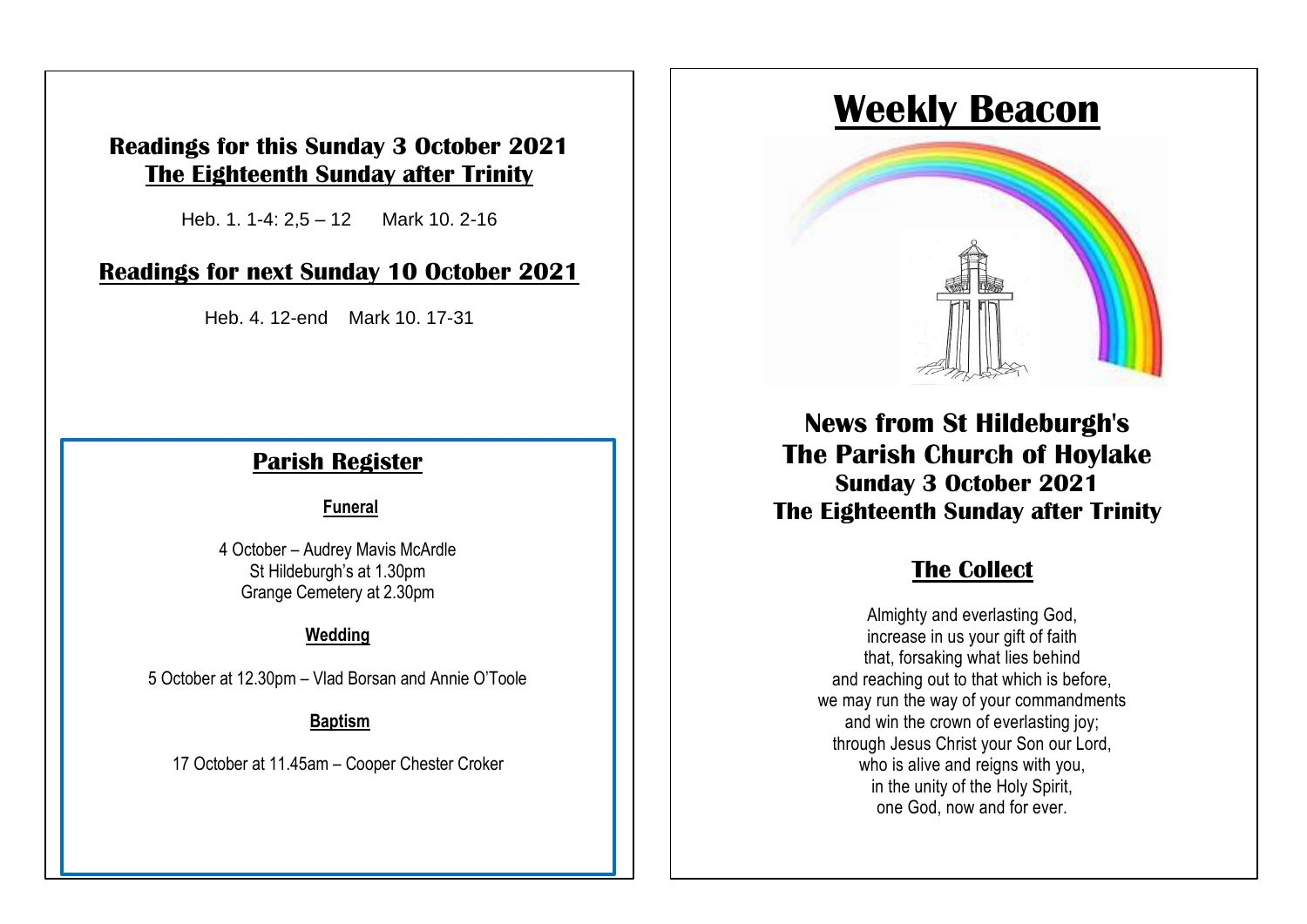## Readings for this Sunday 3 October 2021
## The Eighteenth Sunday after Trinity

Heb. 1. 1-4: 2,5 – 12 Mark 10. 2-16

## Readings for next Sunday 10 October 2021

Heb. 4. 12-end Mark 10. 17-31

## Parish Register

**Funeral**

4 October – Audrey Mavis McArdle
St Hildeburgh's at 1.30pm
Grange Cemetery at 2.30pm

**Wedding**

5 October at 12.30pm – Vlad Borsan and Annie O'Toole

**Baptism**

17 October at 11.45am – Cooper Chester Croker

# Weekly Beacon

## News from St Hildeburgh's
## The Parish Church of Hoylake
### Sunday 3 October 2021
### The Eighteenth Sunday after Trinity

## The Collect

Almighty and everlasting God,
increase in us your gift of faith
that, forsaking what lies behind
and reaching out to that which is before,
we may run the way of your commandments
and win the crown of everlasting joy;
through Jesus Christ your Son our Lord,
who is alive and reigns with you,
in the unity of the Holy Spirit,
one God, now and for ever.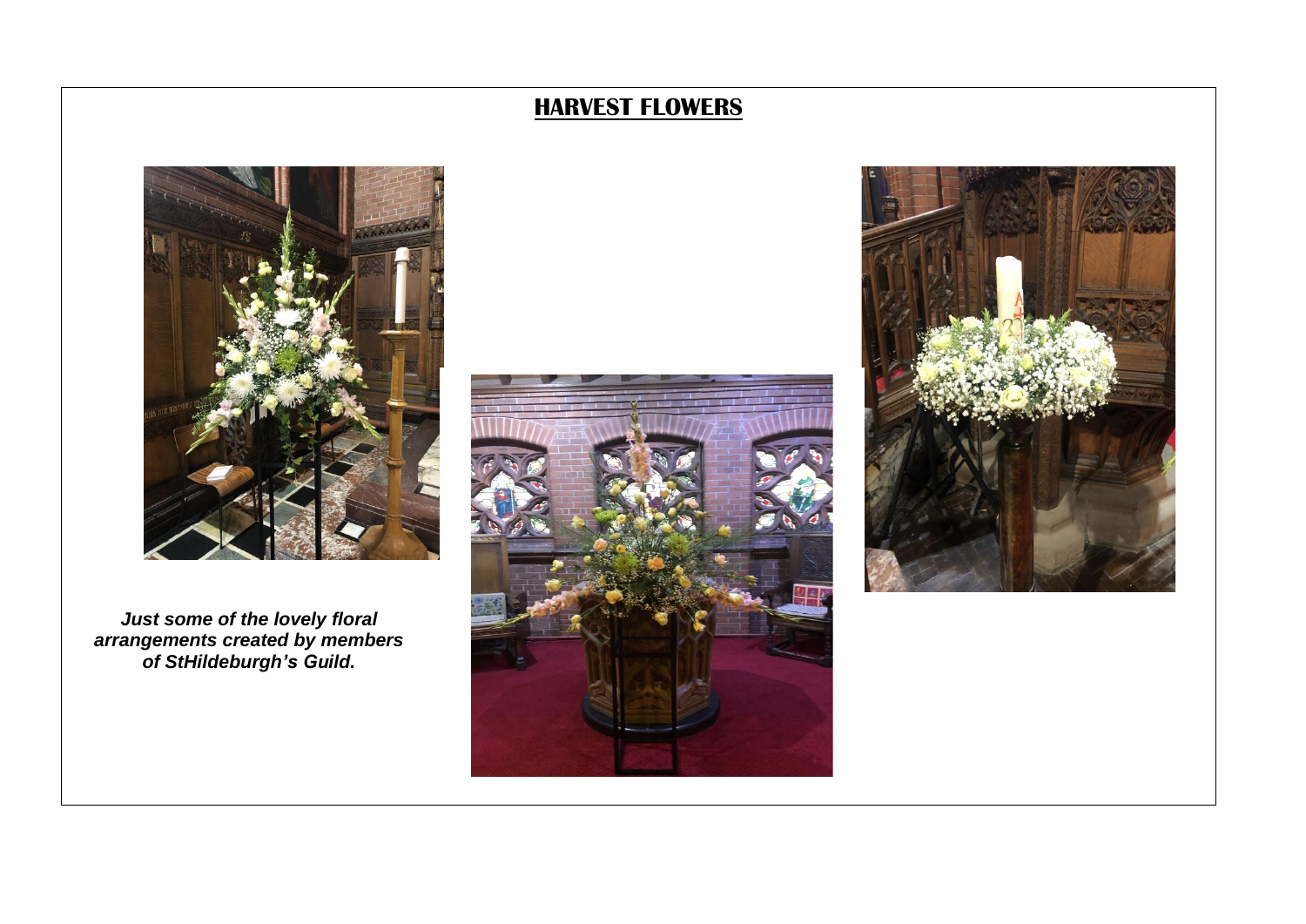## HARVEST FLOWERS

***Just some of the lovely floral arrangements created by members of StHildeburgh's Guild.***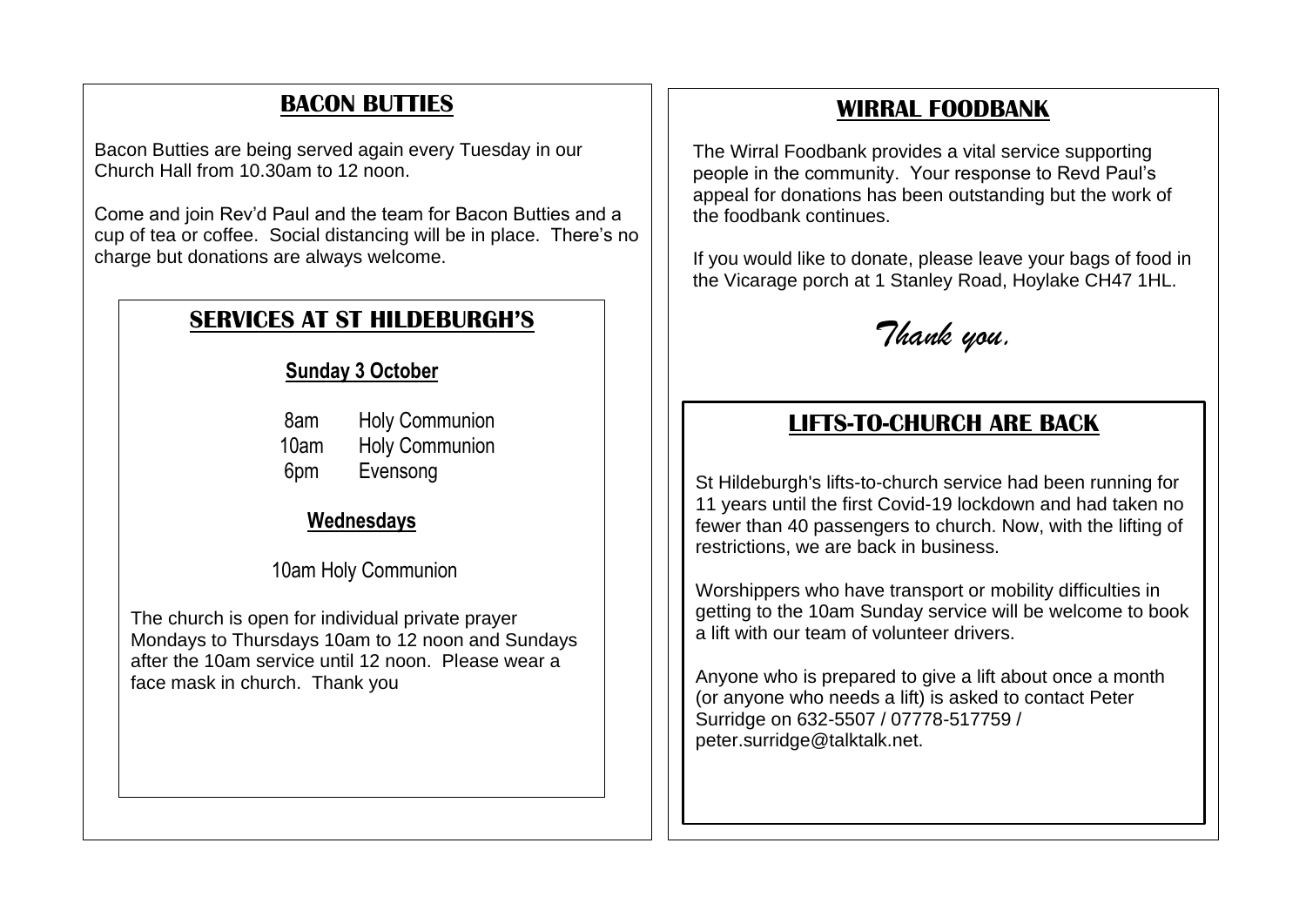## BACON BUTTIES

Bacon Butties are being served again every Tuesday in our Church Hall from 10.30am to 12 noon.

Come and join Rev'd Paul and the team for Bacon Butties and a cup of tea or coffee. Social distancing will be in place. There's no charge but donations are always welcome.

## SERVICES AT ST HILDEBURGH'S

### Sunday 3 October

8am Holy Communion
10am Holy Communion
6pm Evensong

### Wednesdays

10am Holy Communion

The church is open for individual private prayer Mondays to Thursdays 10am to 12 noon and Sundays after the 10am service until 12 noon. Please wear a face mask in church. Thank you

## WIRRAL FOODBANK

The Wirral Foodbank provides a vital service supporting people in the community. Your response to Revd Paul's appeal for donations has been outstanding but the work of the foodbank continues.

If you would like to donate, please leave your bags of food in the Vicarage porch at 1 Stanley Road, Hoylake CH47 1HL.

*Thank you.*

## LIFTS-TO-CHURCH ARE BACK

St Hildeburgh's lifts-to-church service had been running for 11 years until the first Covid-19 lockdown and had taken no fewer than 40 passengers to church. Now, with the lifting of restrictions, we are back in business.

Worshippers who have transport or mobility difficulties in getting to the 10am Sunday service will be welcome to book a lift with our team of volunteer drivers.

Anyone who is prepared to give a lift about once a month (or anyone who needs a lift) is asked to contact Peter Surridge on 632-5507 / 07778-517759 / peter.surridge@talktalk.net.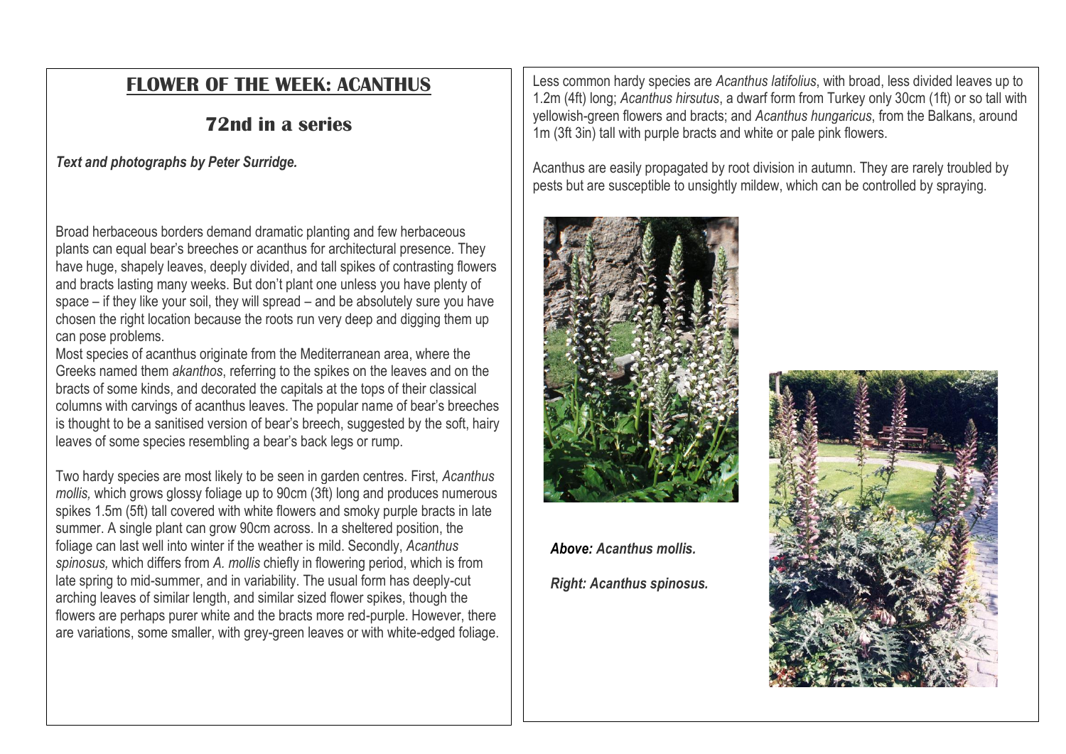# FLOWER OF THE WEEK: ACANTHUS

## 72nd in a series

***Text and photographs by Peter Surridge.***

Broad herbaceous borders demand dramatic planting and few herbaceous plants can equal bear's breeches or acanthus for architectural presence. They have huge, shapely leaves, deeply divided, and tall spikes of contrasting flowers and bracts lasting many weeks. But don't plant one unless you have plenty of space – if they like your soil, they will spread – and be absolutely sure you have chosen the right location because the roots run very deep and digging them up can pose problems.

Most species of acanthus originate from the Mediterranean area, where the Greeks named them *akanthos*, referring to the spikes on the leaves and on the bracts of some kinds, and decorated the capitals at the tops of their classical columns with carvings of acanthus leaves. The popular name of bear's breeches is thought to be a sanitised version of bear's breech, suggested by the soft, hairy leaves of some species resembling a bear's back legs or rump.

Two hardy species are most likely to be seen in garden centres. First, *Acanthus mollis,* which grows glossy foliage up to 90cm (3ft) long and produces numerous spikes 1.5m (5ft) tall covered with white flowers and smoky purple bracts in late summer. A single plant can grow 90cm across. In a sheltered position, the foliage can last well into winter if the weather is mild. Secondly, *Acanthus spinosus,* which differs from *A. mollis* chiefly in flowering period, which is from late spring to mid-summer, and in variability. The usual form has deeply-cut arching leaves of similar length, and similar sized flower spikes, though the flowers are perhaps purer white and the bracts more red-purple. However, there are variations, some smaller, with grey-green leaves or with white-edged foliage.

Less common hardy species are *Acanthus latifolius*, with broad, less divided leaves up to 1.2m (4ft) long; *Acanthus hirsutus*, a dwarf form from Turkey only 30cm (1ft) or so tall with yellowish-green flowers and bracts; and *Acanthus hungaricus*, from the Balkans, around 1m (3ft 3in) tall with purple bracts and white or pale pink flowers.

Acanthus are easily propagated by root division in autumn. They are rarely troubled by pests but are susceptible to unsightly mildew, which can be controlled by spraying.

***Above:* *Acanthus mollis.***

***Right: Acanthus spinosus.***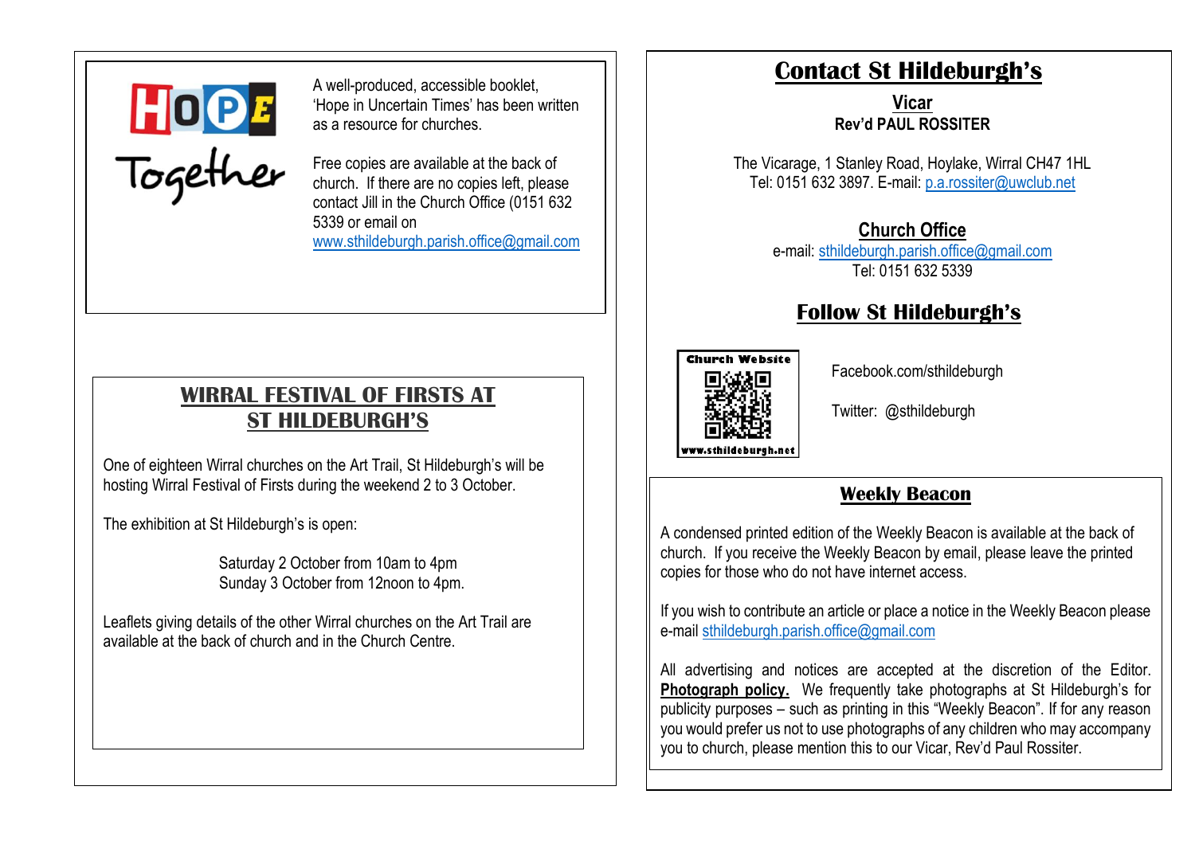HOPE Together

A well-produced, accessible booklet, 'Hope in Uncertain Times' has been written as a resource for churches.

Free copies are available at the back of church. If there are no copies left, please contact Jill in the Church Office (0151 632 5339 or email on www.sthildeburgh.parish.office@gmail.com

## WIRRAL FESTIVAL OF FIRSTS AT ST HILDEBURGH'S

One of eighteen Wirral churches on the Art Trail, St Hildeburgh's will be hosting Wirral Festival of Firsts during the weekend 2 to 3 October.

The exhibition at St Hildeburgh's is open:

Saturday 2 October from 10am to 4pm
Sunday 3 October from 12noon to 4pm.

Leaflets giving details of the other Wirral churches on the Art Trail are available at the back of church and in the Church Centre.

# Contact St Hildeburgh's

## Vicar

**Rev'd PAUL ROSSITER**

The Vicarage, 1 Stanley Road, Hoylake, Wirral CH47 1HL
Tel: 0151 632 3897. E-mail: p.a.rossiter@uwclub.net

## Church Office

e-mail: sthildeburgh.parish.office@gmail.com
Tel: 0151 632 5339

# Follow St Hildeburgh's

Church Website
www.sthildeburgh.net

Facebook.com/sthildeburgh

Twitter: @sthildeburgh

## Weekly Beacon

A condensed printed edition of the Weekly Beacon is available at the back of church. If you receive the Weekly Beacon by email, please leave the printed copies for those who do not have internet access.

If you wish to contribute an article or place a notice in the Weekly Beacon please e-mail sthildeburgh.parish.office@gmail.com

All advertising and notices are accepted at the discretion of the Editor. **Photograph policy.** We frequently take photographs at St Hildeburgh's for publicity purposes – such as printing in this "Weekly Beacon". If for any reason you would prefer us not to use photographs of any children who may accompany you to church, please mention this to our Vicar, Rev'd Paul Rossiter.